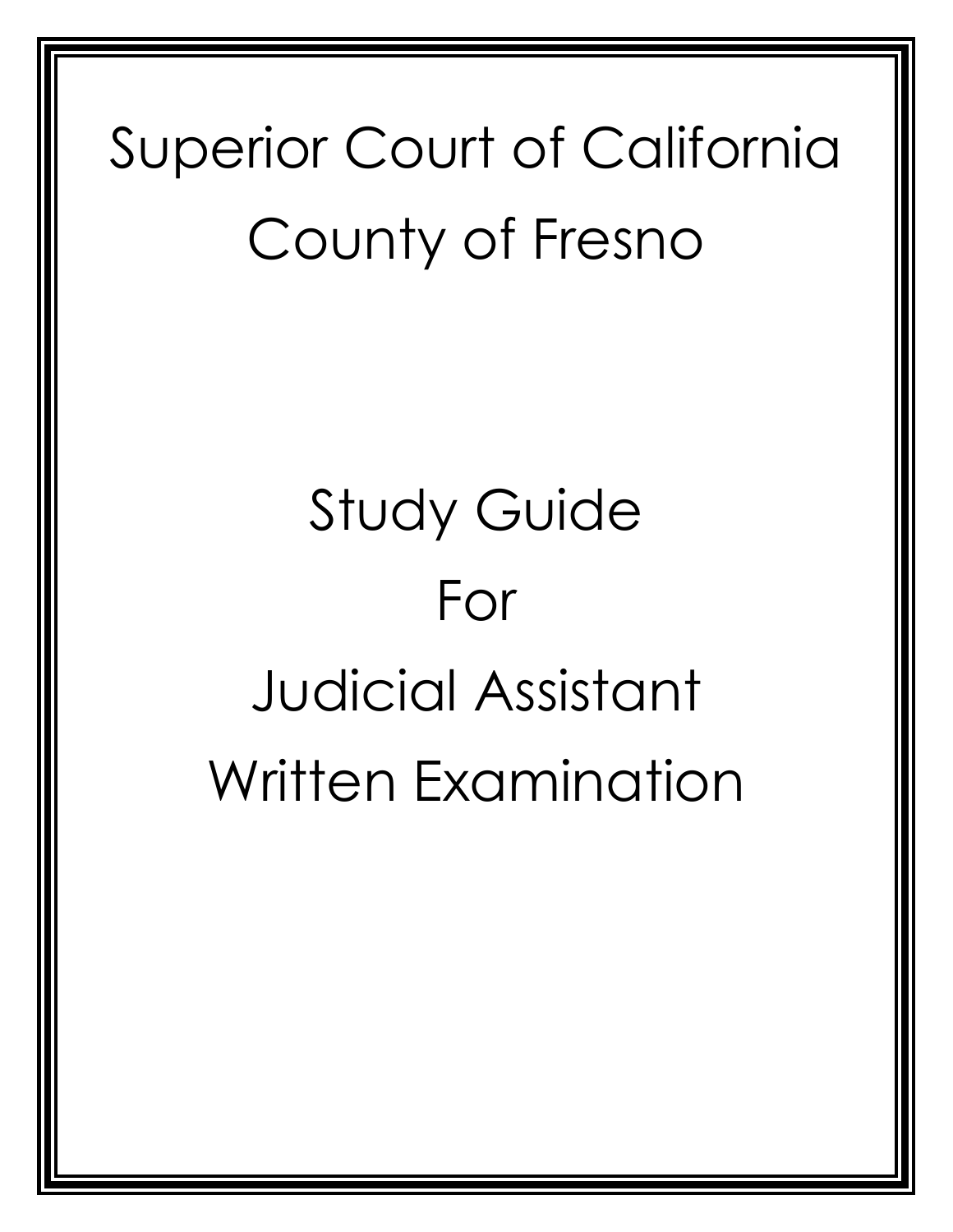# Superior Court of California

# County of Fresno

## Study Guide

## For

## Judicial Assistant

## Written Examination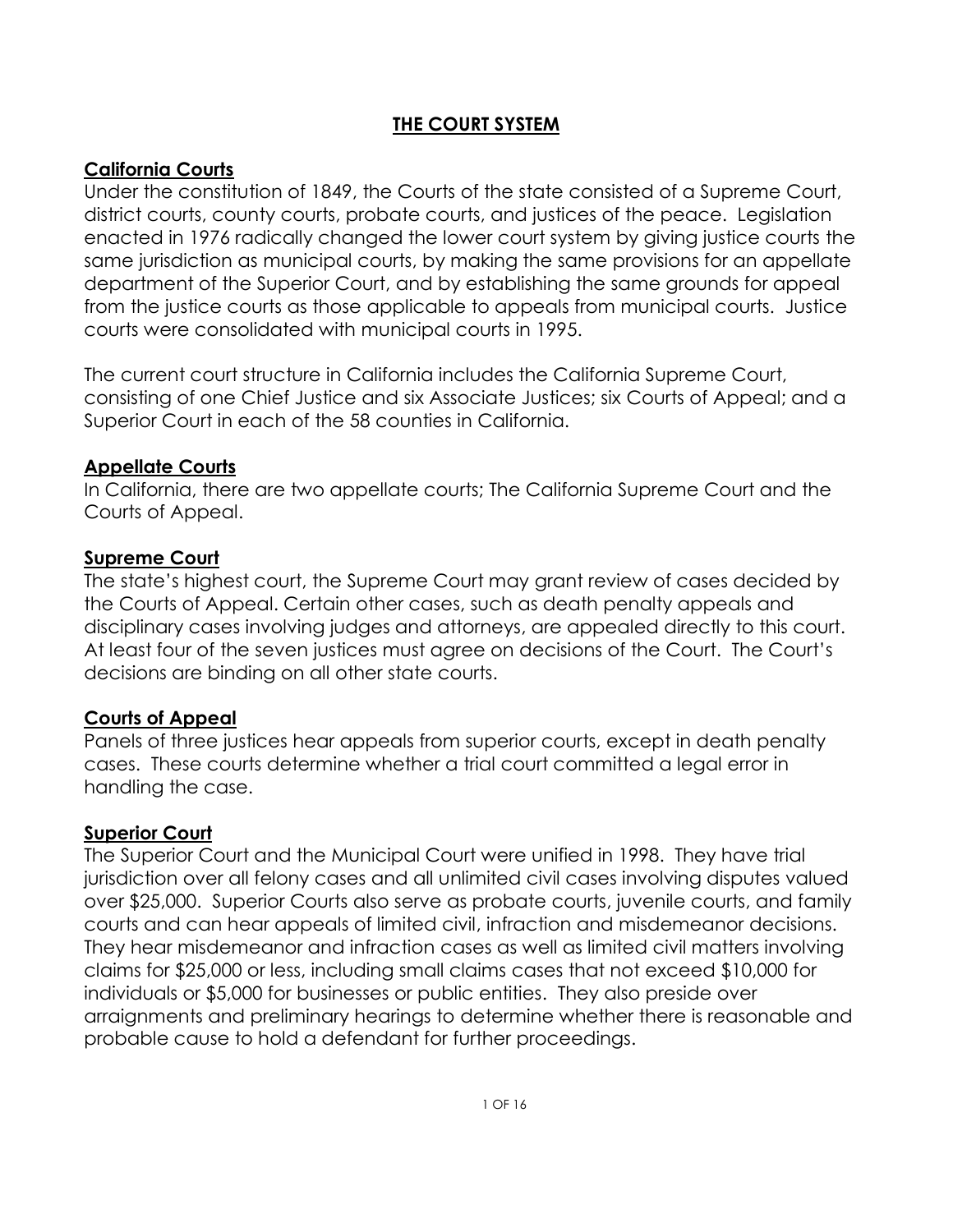# THE COURT SYSTEM

## California Courts

Under the constitution of 1849, the Courts of the state consisted of a Supreme Court, district courts, county courts, probate courts, and justices of the peace. Legislation enacted in 1976 radically changed the lower court system by giving justice courts the same jurisdiction as municipal courts, by making the same provisions for an appellate department of the Superior Court, and by establishing the same grounds for appeal from the justice courts as those applicable to appeals from municipal courts. Justice courts were consolidated with municipal courts in 1995.

The current court structure in California includes the California Supreme Court, consisting of one Chief Justice and six Associate Justices; six Courts of Appeal; and a Superior Court in each of the 58 counties in California.

## Appellate Courts

In California, there are two appellate courts; The California Supreme Court and the Courts of Appeal.

## Supreme Court

The state's highest court, the Supreme Court may grant review of cases decided by the Courts of Appeal. Certain other cases, such as death penalty appeals and disciplinary cases involving judges and attorneys, are appealed directly to this court. At least four of the seven justices must agree on decisions of the Court. The Court's decisions are binding on all other state courts.

## Courts of Appeal

Panels of three justices hear appeals from superior courts, except in death penalty cases. These courts determine whether a trial court committed a legal error in handling the case.

## Superior Court

The Superior Court and the Municipal Court were unified in 1998. They have trial jurisdiction over all felony cases and all unlimited civil cases involving disputes valued over $25,000. Superior Courts also serve as probate courts, juvenile courts, and family courts and can hear appeals of limited civil, infraction and misdemeanor decisions. They hear misdemeanor and infraction cases as well as limited civil matters involving claims for $25,000 or less, including small claims cases that not exceed $10,000 for individuals or $5,000 for businesses or public entities. They also preside over arraignments and preliminary hearings to determine whether there is reasonable and probable cause to hold a defendant for further proceedings.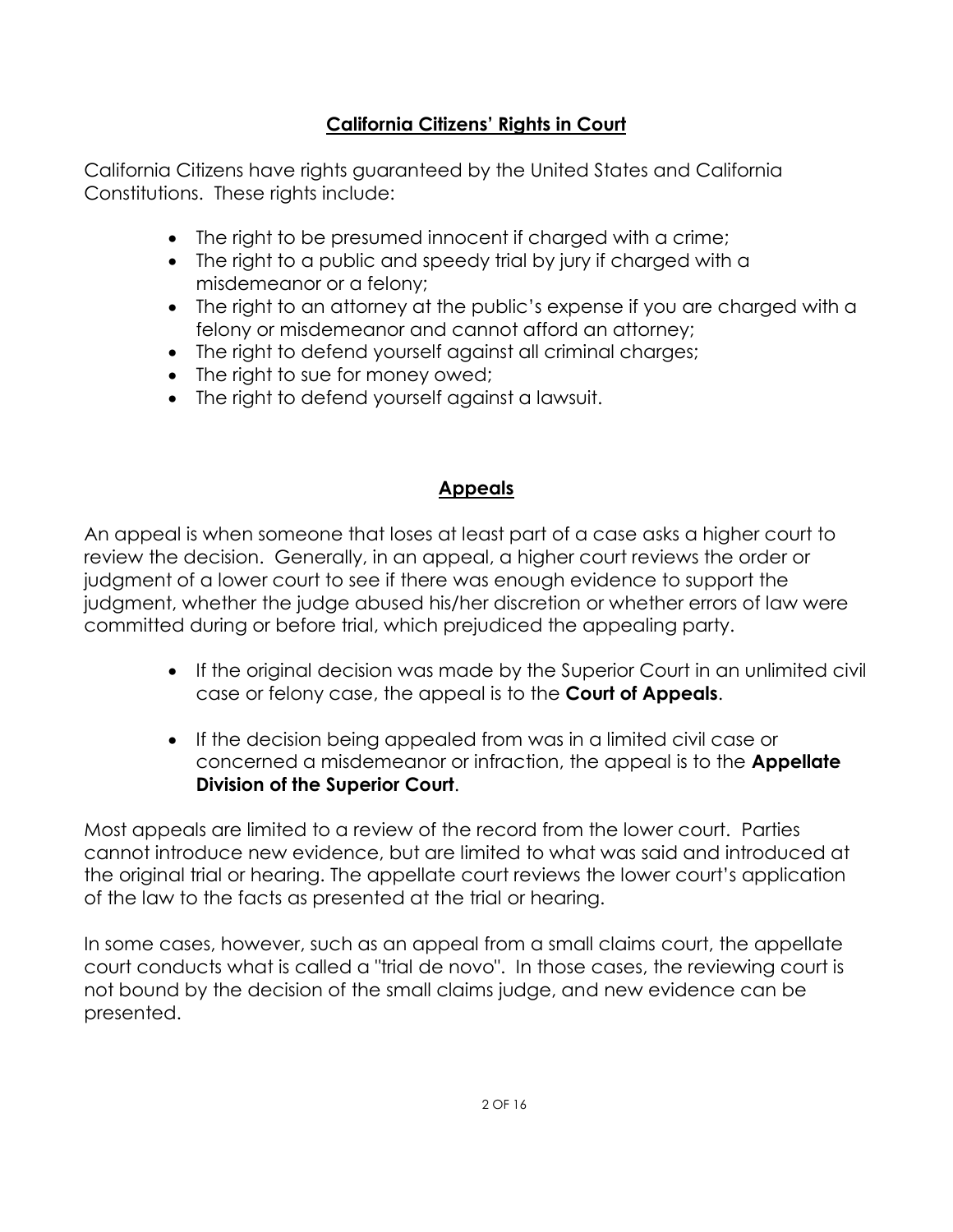## California Citizens' Rights in Court

California Citizens have rights guaranteed by the United States and California Constitutions. These rights include:

- The right to be presumed innocent if charged with a crime;
- The right to a public and speedy trial by jury if charged with a misdemeanor or a felony;
- The right to an attorney at the public's expense if you are charged with a felony or misdemeanor and cannot afford an attorney;
- The right to defend yourself against all criminal charges;
- The right to sue for money owed;
- The right to defend yourself against a lawsuit.

## Appeals

An appeal is when someone that loses at least part of a case asks a higher court to review the decision. Generally, in an appeal, a higher court reviews the order or judgment of a lower court to see if there was enough evidence to support the judgment, whether the judge abused his/her discretion or whether errors of law were committed during or before trial, which prejudiced the appealing party.

- If the original decision was made by the Superior Court in an unlimited civil case or felony case, the appeal is to the **Court of Appeals**.
- If the decision being appealed from was in a limited civil case or concerned a misdemeanor or infraction, the appeal is to the **Appellate Division of the Superior Court**.

Most appeals are limited to a review of the record from the lower court. Parties cannot introduce new evidence, but are limited to what was said and introduced at the original trial or hearing. The appellate court reviews the lower court's application of the law to the facts as presented at the trial or hearing.

In some cases, however, such as an appeal from a small claims court, the appellate court conducts what is called a "trial de novo". In those cases, the reviewing court is not bound by the decision of the small claims judge, and new evidence can be presented.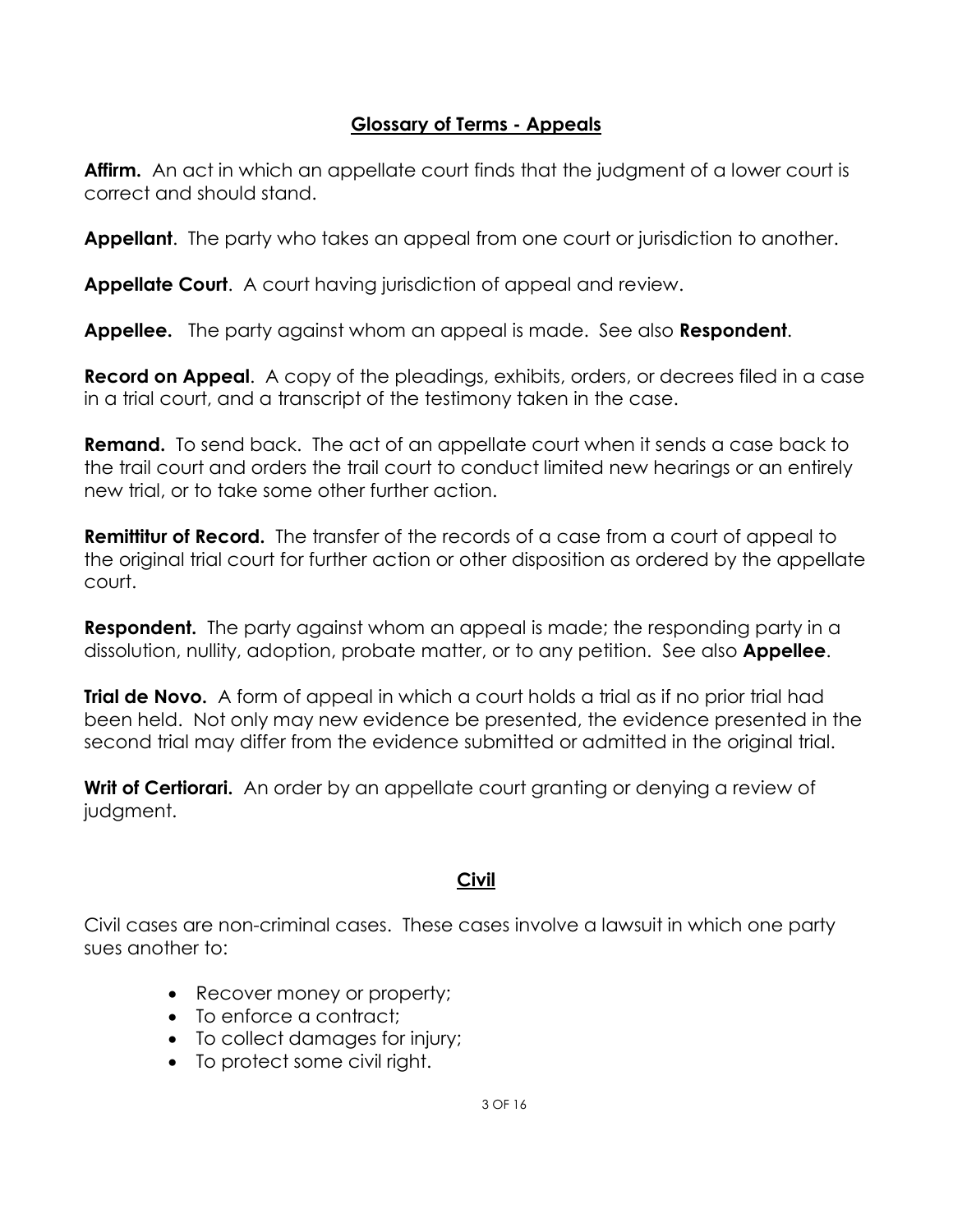## Glossary of Terms - Appeals

**Affirm.** An act in which an appellate court finds that the judgment of a lower court is correct and should stand.

**Appellant**. The party who takes an appeal from one court or jurisdiction to another.

**Appellate Court**. A court having jurisdiction of appeal and review.

**Appellee.** The party against whom an appeal is made. See also **Respondent**.

**Record on Appeal**. A copy of the pleadings, exhibits, orders, or decrees filed in a case in a trial court, and a transcript of the testimony taken in the case.

**Remand.** To send back. The act of an appellate court when it sends a case back to the trail court and orders the trail court to conduct limited new hearings or an entirely new trial, or to take some other further action.

**Remittitur of Record.** The transfer of the records of a case from a court of appeal to the original trial court for further action or other disposition as ordered by the appellate court.

**Respondent.** The party against whom an appeal is made; the responding party in a dissolution, nullity, adoption, probate matter, or to any petition. See also **Appellee**.

**Trial de Novo.** A form of appeal in which a court holds a trial as if no prior trial had been held. Not only may new evidence be presented, the evidence presented in the second trial may differ from the evidence submitted or admitted in the original trial.

**Writ of Certiorari.** An order by an appellate court granting or denying a review of judgment.

## Civil

Civil cases are non-criminal cases. These cases involve a lawsuit in which one party sues another to:

- Recover money or property;
- To enforce a contract;
- To collect damages for injury;
- To protect some civil right.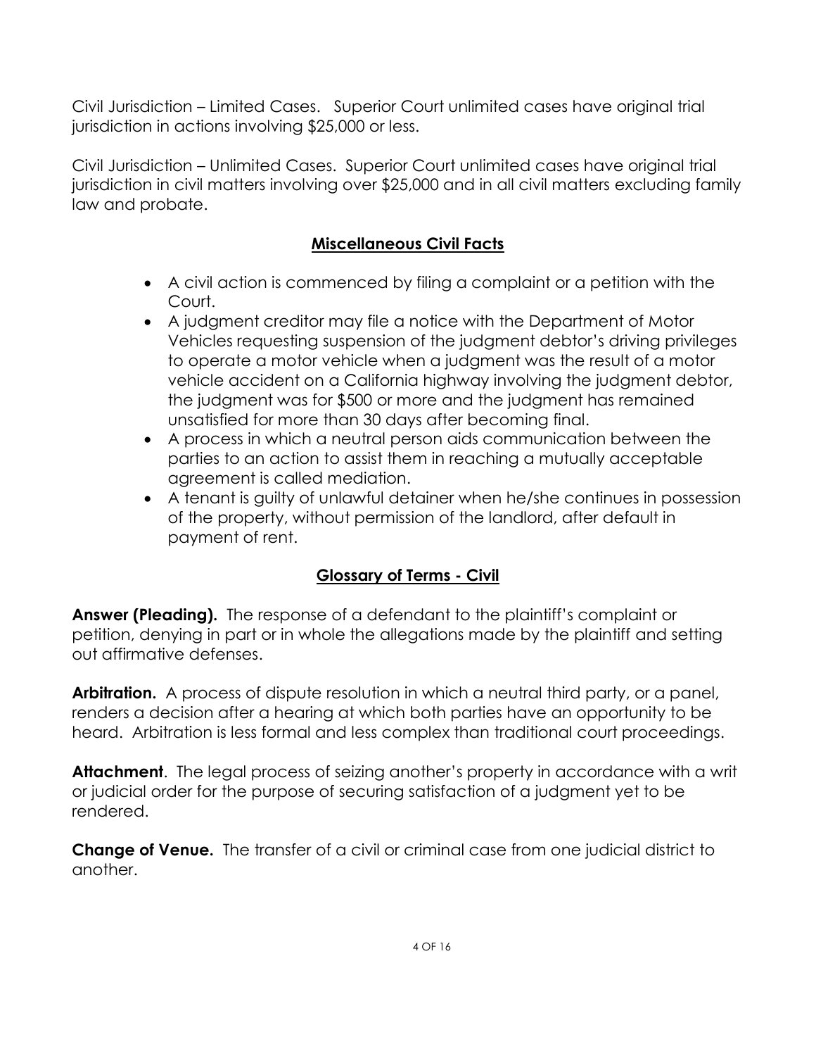Civil Jurisdiction – Limited Cases. Superior Court unlimited cases have original trial jurisdiction in actions involving $25,000 or less.

Civil Jurisdiction – Unlimited Cases. Superior Court unlimited cases have original trial jurisdiction in civil matters involving over $25,000 and in all civil matters excluding family law and probate.

## Miscellaneous Civil Facts

- A civil action is commenced by filing a complaint or a petition with the Court.
- A judgment creditor may file a notice with the Department of Motor Vehicles requesting suspension of the judgment debtor's driving privileges to operate a motor vehicle when a judgment was the result of a motor vehicle accident on a California highway involving the judgment debtor, the judgment was for $500 or more and the judgment has remained unsatisfied for more than 30 days after becoming final.
- A process in which a neutral person aids communication between the parties to an action to assist them in reaching a mutually acceptable agreement is called mediation.
- A tenant is guilty of unlawful detainer when he/she continues in possession of the property, without permission of the landlord, after default in payment of rent.

## Glossary of Terms - Civil

**Answer (Pleading).** The response of a defendant to the plaintiff's complaint or petition, denying in part or in whole the allegations made by the plaintiff and setting out affirmative defenses.

**Arbitration.** A process of dispute resolution in which a neutral third party, or a panel, renders a decision after a hearing at which both parties have an opportunity to be heard. Arbitration is less formal and less complex than traditional court proceedings.

**Attachment**. The legal process of seizing another's property in accordance with a writ or judicial order for the purpose of securing satisfaction of a judgment yet to be rendered.

**Change of Venue.** The transfer of a civil or criminal case from one judicial district to another.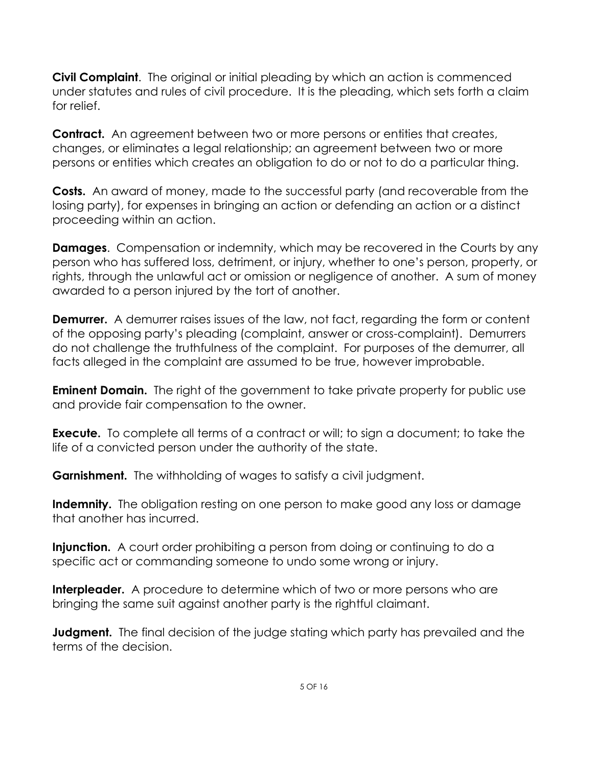**Civil Complaint**. The original or initial pleading by which an action is commenced under statutes and rules of civil procedure. It is the pleading, which sets forth a claim for relief.

**Contract.** An agreement between two or more persons or entities that creates, changes, or eliminates a legal relationship; an agreement between two or more persons or entities which creates an obligation to do or not to do a particular thing.

**Costs.** An award of money, made to the successful party (and recoverable from the losing party), for expenses in bringing an action or defending an action or a distinct proceeding within an action.

**Damages**. Compensation or indemnity, which may be recovered in the Courts by any person who has suffered loss, detriment, or injury, whether to one's person, property, or rights, through the unlawful act or omission or negligence of another. A sum of money awarded to a person injured by the tort of another.

**Demurrer.** A demurrer raises issues of the law, not fact, regarding the form or content of the opposing party's pleading (complaint, answer or cross-complaint). Demurrers do not challenge the truthfulness of the complaint. For purposes of the demurrer, all facts alleged in the complaint are assumed to be true, however improbable.

**Eminent Domain.** The right of the government to take private property for public use and provide fair compensation to the owner.

**Execute.** To complete all terms of a contract or will; to sign a document; to take the life of a convicted person under the authority of the state.

**Garnishment.** The withholding of wages to satisfy a civil judgment.

**Indemnity.** The obligation resting on one person to make good any loss or damage that another has incurred.

**Injunction.** A court order prohibiting a person from doing or continuing to do a specific act or commanding someone to undo some wrong or injury.

**Interpleader.** A procedure to determine which of two or more persons who are bringing the same suit against another party is the rightful claimant.

**Judgment.** The final decision of the judge stating which party has prevailed and the terms of the decision.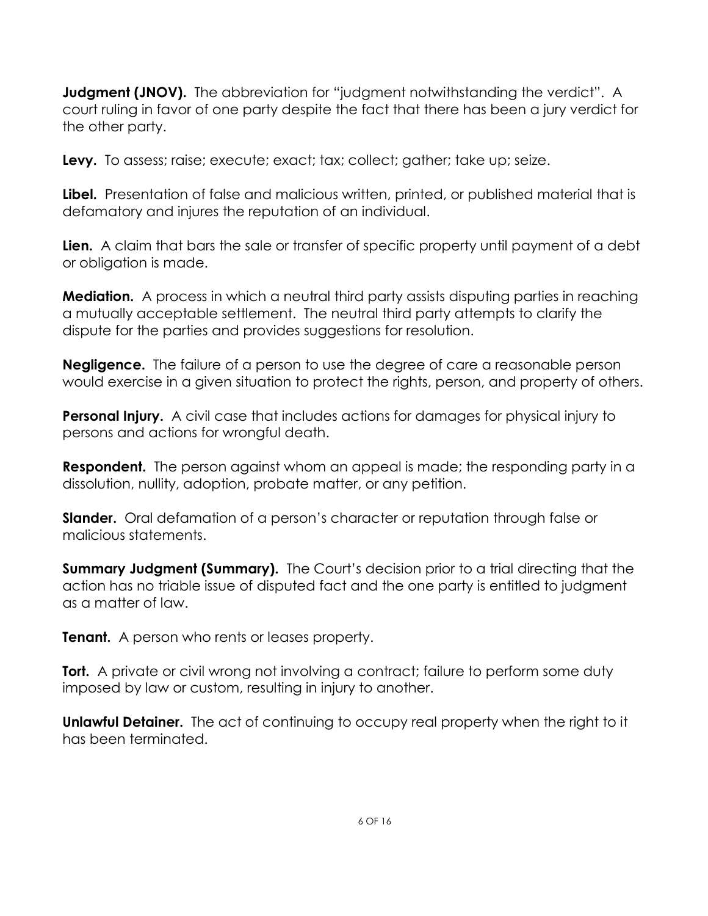**Judgment (JNOV).** The abbreviation for "judgment notwithstanding the verdict". A court ruling in favor of one party despite the fact that there has been a jury verdict for the other party.

**Levy.** To assess; raise; execute; exact; tax; collect; gather; take up; seize.

**Libel.** Presentation of false and malicious written, printed, or published material that is defamatory and injures the reputation of an individual.

**Lien.** A claim that bars the sale or transfer of specific property until payment of a debt or obligation is made.

**Mediation.** A process in which a neutral third party assists disputing parties in reaching a mutually acceptable settlement. The neutral third party attempts to clarify the dispute for the parties and provides suggestions for resolution.

**Negligence.** The failure of a person to use the degree of care a reasonable person would exercise in a given situation to protect the rights, person, and property of others.

**Personal Injury.** A civil case that includes actions for damages for physical injury to persons and actions for wrongful death.

**Respondent.** The person against whom an appeal is made; the responding party in a dissolution, nullity, adoption, probate matter, or any petition.

**Slander.** Oral defamation of a person's character or reputation through false or malicious statements.

**Summary Judgment (Summary).** The Court's decision prior to a trial directing that the action has no triable issue of disputed fact and the one party is entitled to judgment as a matter of law.

**Tenant.** A person who rents or leases property.

**Tort.** A private or civil wrong not involving a contract; failure to perform some duty imposed by law or custom, resulting in injury to another.

**Unlawful Detainer.** The act of continuing to occupy real property when the right to it has been terminated.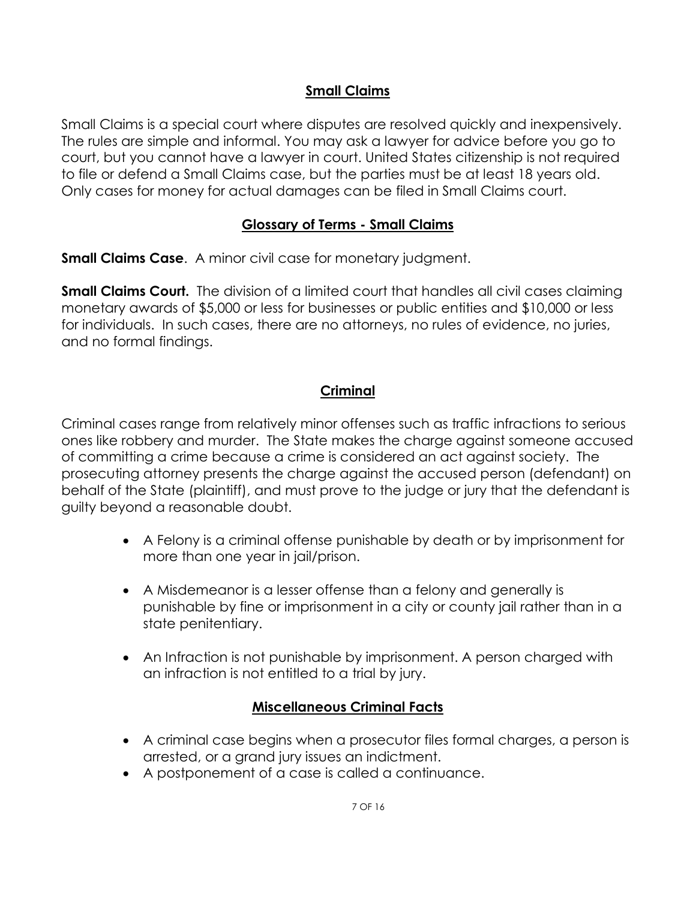## Small Claims

Small Claims is a special court where disputes are resolved quickly and inexpensively. The rules are simple and informal. You may ask a lawyer for advice before you go to court, but you cannot have a lawyer in court. United States citizenship is not required to file or defend a Small Claims case, but the parties must be at least 18 years old. Only cases for money for actual damages can be filed in Small Claims court.

## Glossary of Terms - Small Claims

**Small Claims Case**. A minor civil case for monetary judgment.

**Small Claims Court.** The division of a limited court that handles all civil cases claiming monetary awards of $5,000 or less for businesses or public entities and $10,000 or less for individuals. In such cases, there are no attorneys, no rules of evidence, no juries, and no formal findings.

## Criminal

Criminal cases range from relatively minor offenses such as traffic infractions to serious ones like robbery and murder. The State makes the charge against someone accused of committing a crime because a crime is considered an act against society. The prosecuting attorney presents the charge against the accused person (defendant) on behalf of the State (plaintiff), and must prove to the judge or jury that the defendant is guilty beyond a reasonable doubt.

- A Felony is a criminal offense punishable by death or by imprisonment for more than one year in jail/prison.
- A Misdemeanor is a lesser offense than a felony and generally is punishable by fine or imprisonment in a city or county jail rather than in a state penitentiary.
- An Infraction is not punishable by imprisonment. A person charged with an infraction is not entitled to a trial by jury.

## Miscellaneous Criminal Facts

- A criminal case begins when a prosecutor files formal charges, a person is arrested, or a grand jury issues an indictment.
- A postponement of a case is called a continuance.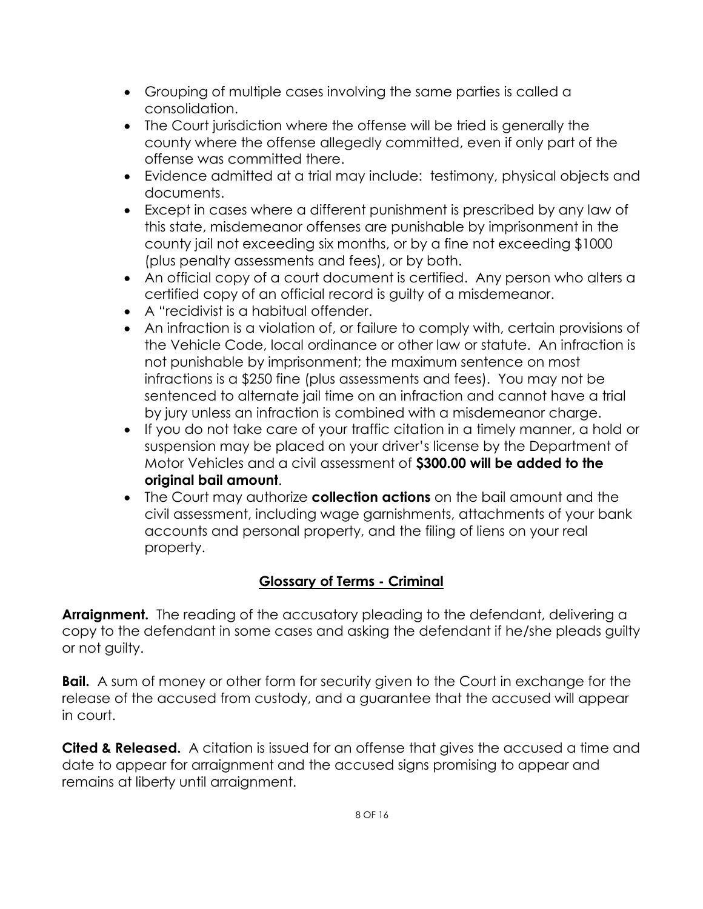- Grouping of multiple cases involving the same parties is called a consolidation.
- The Court jurisdiction where the offense will be tried is generally the county where the offense allegedly committed, even if only part of the offense was committed there.
- Evidence admitted at a trial may include: testimony, physical objects and documents.
- Except in cases where a different punishment is prescribed by any law of this state, misdemeanor offenses are punishable by imprisonment in the county jail not exceeding six months, or by a fine not exceeding $1000 (plus penalty assessments and fees), or by both.
- An official copy of a court document is certified. Any person who alters a certified copy of an official record is guilty of a misdemeanor.
- A "recidivist is a habitual offender.
- An infraction is a violation of, or failure to comply with, certain provisions of the Vehicle Code, local ordinance or other law or statute. An infraction is not punishable by imprisonment; the maximum sentence on most infractions is a $250 fine (plus assessments and fees). You may not be sentenced to alternate jail time on an infraction and cannot have a trial by jury unless an infraction is combined with a misdemeanor charge.
- If you do not take care of your traffic citation in a timely manner, a hold or suspension may be placed on your driver's license by the Department of Motor Vehicles and a civil assessment of **$300.00 will be added to the original bail amount**.
- The Court may authorize **collection actions** on the bail amount and the civil assessment, including wage garnishments, attachments of your bank accounts and personal property, and the filing of liens on your real property.

## Glossary of Terms - Criminal

**Arraignment.** The reading of the accusatory pleading to the defendant, delivering a copy to the defendant in some cases and asking the defendant if he/she pleads guilty or not guilty.

**Bail.** A sum of money or other form for security given to the Court in exchange for the release of the accused from custody, and a guarantee that the accused will appear in court.

**Cited & Released.** A citation is issued for an offense that gives the accused a time and date to appear for arraignment and the accused signs promising to appear and remains at liberty until arraignment.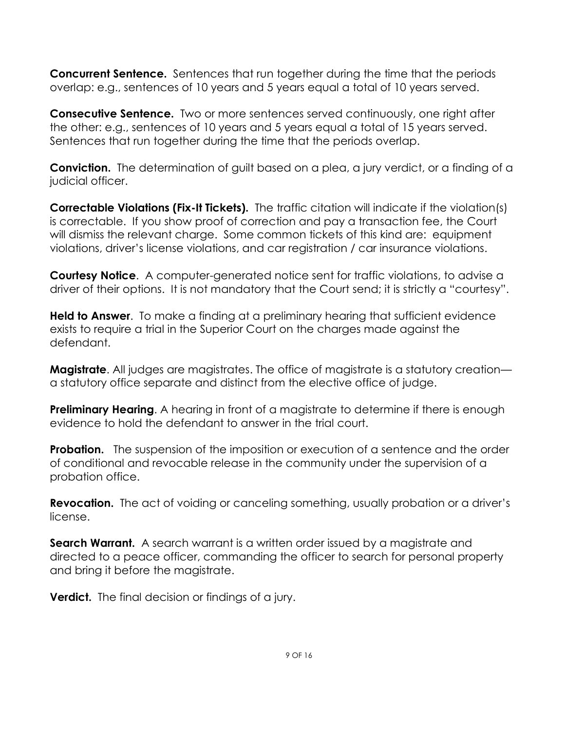**Concurrent Sentence.** Sentences that run together during the time that the periods overlap: e.g., sentences of 10 years and 5 years equal a total of 10 years served.

**Consecutive Sentence.** Two or more sentences served continuously, one right after the other: e.g., sentences of 10 years and 5 years equal a total of 15 years served. Sentences that run together during the time that the periods overlap.

**Conviction.** The determination of guilt based on a plea, a jury verdict, or a finding of a judicial officer.

**Correctable Violations (Fix-It Tickets).** The traffic citation will indicate if the violation(s) is correctable. If you show proof of correction and pay a transaction fee, the Court will dismiss the relevant charge. Some common tickets of this kind are: equipment violations, driver's license violations, and car registration / car insurance violations.

**Courtesy Notice**. A computer-generated notice sent for traffic violations, to advise a driver of their options. It is not mandatory that the Court send; it is strictly a "courtesy".

**Held to Answer**. To make a finding at a preliminary hearing that sufficient evidence exists to require a trial in the Superior Court on the charges made against the defendant.

**Magistrate**. All judges are magistrates. The office of magistrate is a statutory creation—a statutory office separate and distinct from the elective office of judge.

**Preliminary Hearing**. A hearing in front of a magistrate to determine if there is enough evidence to hold the defendant to answer in the trial court.

**Probation.** The suspension of the imposition or execution of a sentence and the order of conditional and revocable release in the community under the supervision of a probation office.

**Revocation.** The act of voiding or canceling something, usually probation or a driver's license.

**Search Warrant.** A search warrant is a written order issued by a magistrate and directed to a peace officer, commanding the officer to search for personal property and bring it before the magistrate.

**Verdict.** The final decision or findings of a jury.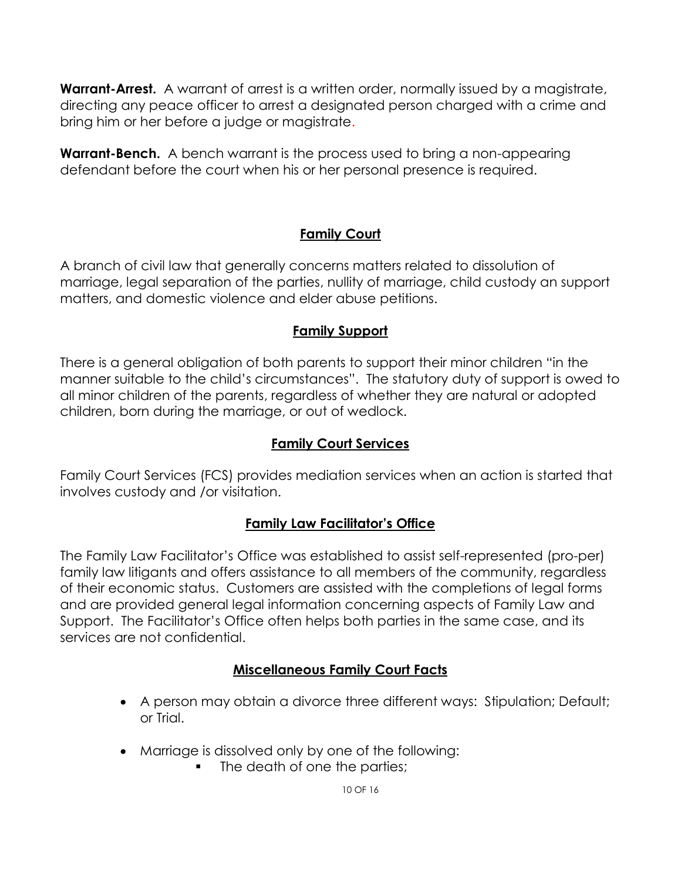**Warrant-Arrest.** A warrant of arrest is a written order, normally issued by a magistrate, directing any peace officer to arrest a designated person charged with a crime and bring him or her before a judge or magistrate.

**Warrant-Bench.** A bench warrant is the process used to bring a non-appearing defendant before the court when his or her personal presence is required.

## Family Court

A branch of civil law that generally concerns matters related to dissolution of marriage, legal separation of the parties, nullity of marriage, child custody an support matters, and domestic violence and elder abuse petitions.

## Family Support

There is a general obligation of both parents to support their minor children "in the manner suitable to the child's circumstances". The statutory duty of support is owed to all minor children of the parents, regardless of whether they are natural or adopted children, born during the marriage, or out of wedlock.

## Family Court Services

Family Court Services (FCS) provides mediation services when an action is started that involves custody and /or visitation.

## Family Law Facilitator's Office

The Family Law Facilitator's Office was established to assist self-represented (pro-per) family law litigants and offers assistance to all members of the community, regardless of their economic status. Customers are assisted with the completions of legal forms and are provided general legal information concerning aspects of Family Law and Support. The Facilitator's Office often helps both parties in the same case, and its services are not confidential.

## Miscellaneous Family Court Facts

- A person may obtain a divorce three different ways: Stipulation; Default; or Trial.
- Marriage is dissolved only by one of the following:
  - The death of one the parties;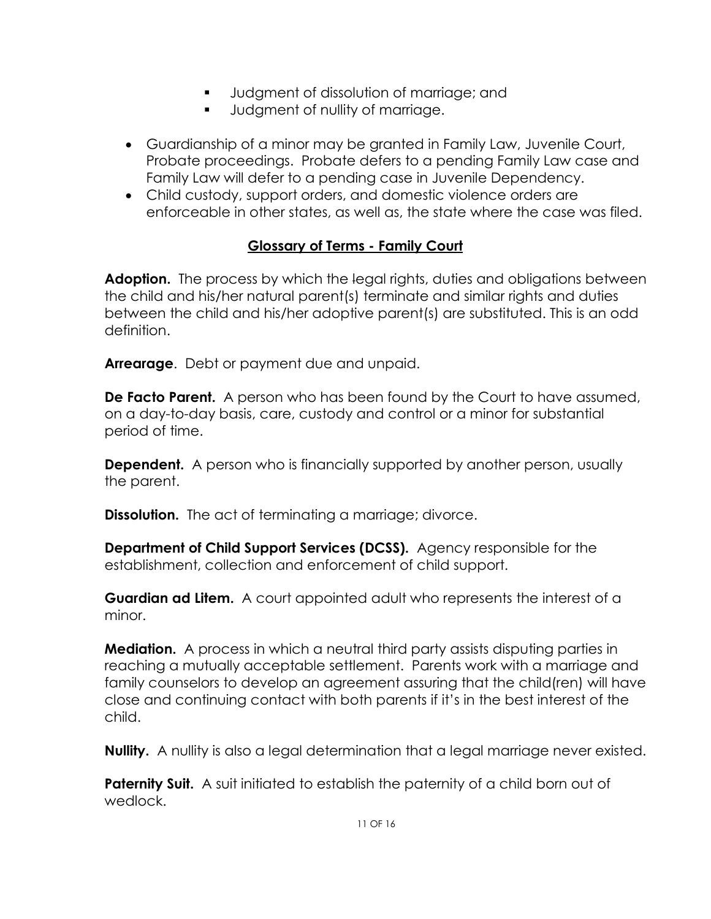- Judgment of dissolution of marriage; and
- Judgment of nullity of marriage.

- Guardianship of a minor may be granted in Family Law, Juvenile Court, Probate proceedings. Probate defers to a pending Family Law case and Family Law will defer to a pending case in Juvenile Dependency.
- Child custody, support orders, and domestic violence orders are enforceable in other states, as well as, the state where the case was filed.

## Glossary of Terms - Family Court

**Adoption.** The process by which the legal rights, duties and obligations between the child and his/her natural parent(s) terminate and similar rights and duties between the child and his/her adoptive parent(s) are substituted. This is an odd definition.

**Arrearage**. Debt or payment due and unpaid.

**De Facto Parent.** A person who has been found by the Court to have assumed, on a day-to-day basis, care, custody and control or a minor for substantial period of time.

**Dependent.** A person who is financially supported by another person, usually the parent.

**Dissolution.** The act of terminating a marriage; divorce.

**Department of Child Support Services (DCSS).** Agency responsible for the establishment, collection and enforcement of child support.

**Guardian ad Litem.** A court appointed adult who represents the interest of a minor.

**Mediation.** A process in which a neutral third party assists disputing parties in reaching a mutually acceptable settlement. Parents work with a marriage and family counselors to develop an agreement assuring that the child(ren) will have close and continuing contact with both parents if it's in the best interest of the child.

**Nullity.** A nullity is also a legal determination that a legal marriage never existed.

**Paternity Suit.** A suit initiated to establish the paternity of a child born out of wedlock.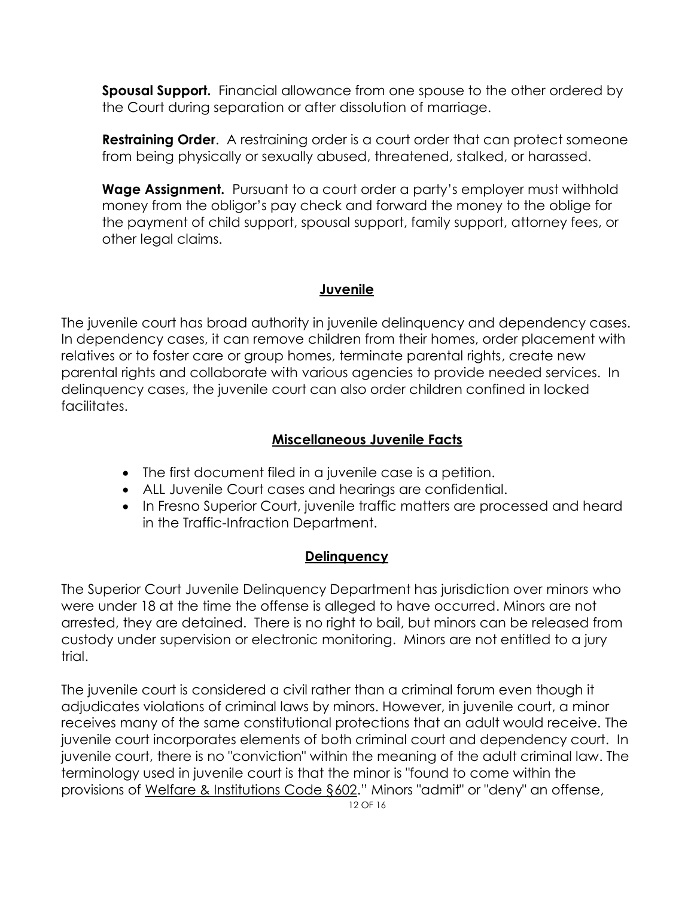**Spousal Support.** Financial allowance from one spouse to the other ordered by the Court during separation or after dissolution of marriage.

**Restraining Order**. A restraining order is a court order that can protect someone from being physically or sexually abused, threatened, stalked, or harassed.

**Wage Assignment.** Pursuant to a court order a party's employer must withhold money from the obligor's pay check and forward the money to the oblige for the payment of child support, spousal support, family support, attorney fees, or other legal claims.

## Juvenile

The juvenile court has broad authority in juvenile delinquency and dependency cases. In dependency cases, it can remove children from their homes, order placement with relatives or to foster care or group homes, terminate parental rights, create new parental rights and collaborate with various agencies to provide needed services. In delinquency cases, the juvenile court can also order children confined in locked facilitates.

### Miscellaneous Juvenile Facts

- The first document filed in a juvenile case is a petition.
- ALL Juvenile Court cases and hearings are confidential.
- In Fresno Superior Court, juvenile traffic matters are processed and heard in the Traffic-Infraction Department.

### Delinquency

The Superior Court Juvenile Delinquency Department has jurisdiction over minors who were under 18 at the time the offense is alleged to have occurred. Minors are not arrested, they are detained. There is no right to bail, but minors can be released from custody under supervision or electronic monitoring. Minors are not entitled to a jury trial.

The juvenile court is considered a civil rather than a criminal forum even though it adjudicates violations of criminal laws by minors. However, in juvenile court, a minor receives many of the same constitutional protections that an adult would receive. The juvenile court incorporates elements of both criminal court and dependency court. In juvenile court, there is no "conviction" within the meaning of the adult criminal law. The terminology used in juvenile court is that the minor is "found to come within the provisions of Welfare & Institutions Code §602." Minors "admit" or "deny" an offense,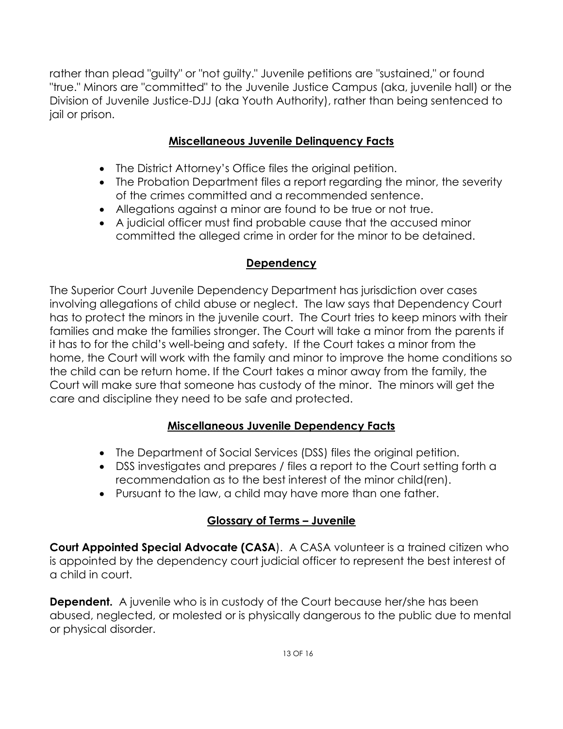rather than plead "guilty" or "not guilty." Juvenile petitions are "sustained," or found "true." Minors are "committed" to the Juvenile Justice Campus (aka, juvenile hall) or the Division of Juvenile Justice-DJJ (aka Youth Authority), rather than being sentenced to jail or prison.

## Miscellaneous Juvenile Delinquency Facts

- The District Attorney's Office files the original petition.
- The Probation Department files a report regarding the minor, the severity of the crimes committed and a recommended sentence.
- Allegations against a minor are found to be true or not true.
- A judicial officer must find probable cause that the accused minor committed the alleged crime in order for the minor to be detained.

## Dependency

The Superior Court Juvenile Dependency Department has jurisdiction over cases involving allegations of child abuse or neglect. The law says that Dependency Court has to protect the minors in the juvenile court. The Court tries to keep minors with their families and make the families stronger. The Court will take a minor from the parents if it has to for the child's well-being and safety. If the Court takes a minor from the home, the Court will work with the family and minor to improve the home conditions so the child can be return home. If the Court takes a minor away from the family, the Court will make sure that someone has custody of the minor. The minors will get the care and discipline they need to be safe and protected.

## Miscellaneous Juvenile Dependency Facts

- The Department of Social Services (DSS) files the original petition.
- DSS investigates and prepares / files a report to the Court setting forth a recommendation as to the best interest of the minor child(ren).
- Pursuant to the law, a child may have more than one father.

## Glossary of Terms – Juvenile

**Court Appointed Special Advocate (CASA**). A CASA volunteer is a trained citizen who is appointed by the dependency court judicial officer to represent the best interest of a child in court.

**Dependent.** A juvenile who is in custody of the Court because her/she has been abused, neglected, or molested or is physically dangerous to the public due to mental or physical disorder.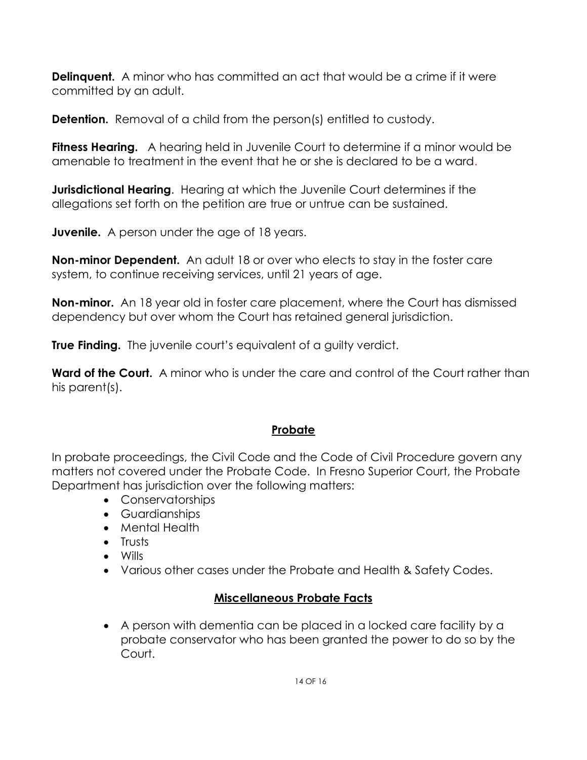**Delinquent.** A minor who has committed an act that would be a crime if it were committed by an adult.

**Detention.** Removal of a child from the person(s) entitled to custody.

**Fitness Hearing.** A hearing held in Juvenile Court to determine if a minor would be amenable to treatment in the event that he or she is declared to be a ward.

**Jurisdictional Hearing**. Hearing at which the Juvenile Court determines if the allegations set forth on the petition are true or untrue can be sustained.

**Juvenile.** A person under the age of 18 years.

**Non-minor Dependent.** An adult 18 or over who elects to stay in the foster care system, to continue receiving services, until 21 years of age.

**Non-minor.** An 18 year old in foster care placement, where the Court has dismissed dependency but over whom the Court has retained general jurisdiction.

**True Finding.** The juvenile court's equivalent of a guilty verdict.

**Ward of the Court.** A minor who is under the care and control of the Court rather than his parent(s).

## Probate

In probate proceedings, the Civil Code and the Code of Civil Procedure govern any matters not covered under the Probate Code. In Fresno Superior Court, the Probate Department has jurisdiction over the following matters:

- Conservatorships
- Guardianships
- Mental Health
- Trusts
- Wills
- Various other cases under the Probate and Health & Safety Codes.

## Miscellaneous Probate Facts

- A person with dementia can be placed in a locked care facility by a probate conservator who has been granted the power to do so by the Court.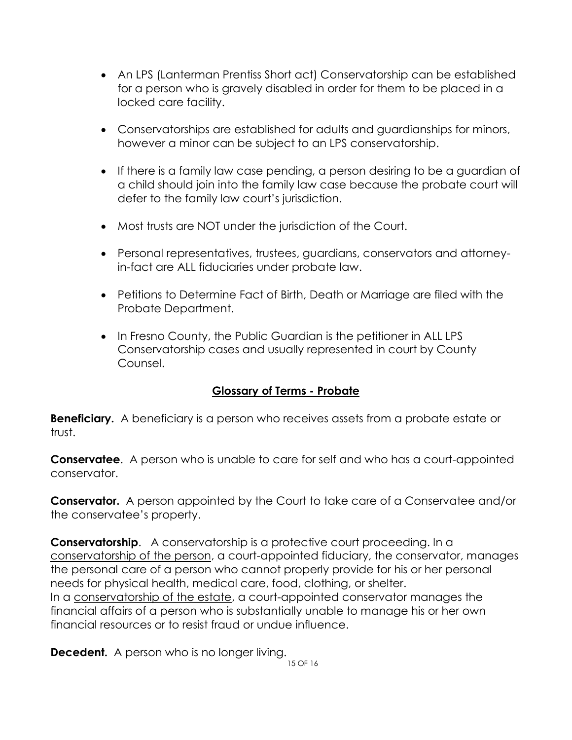- An LPS (Lanterman Prentiss Short act) Conservatorship can be established for a person who is gravely disabled in order for them to be placed in a locked care facility.
- Conservatorships are established for adults and guardianships for minors, however a minor can be subject to an LPS conservatorship.
- If there is a family law case pending, a person desiring to be a guardian of a child should join into the family law case because the probate court will defer to the family law court's jurisdiction.
- Most trusts are NOT under the jurisdiction of the Court.
- Personal representatives, trustees, guardians, conservators and attorney-in-fact are ALL fiduciaries under probate law.
- Petitions to Determine Fact of Birth, Death or Marriage are filed with the Probate Department.
- In Fresno County, the Public Guardian is the petitioner in ALL LPS Conservatorship cases and usually represented in court by County Counsel.

## Glossary of Terms - Probate

**Beneficiary.** A beneficiary is a person who receives assets from a probate estate or trust.

**Conservatee**. A person who is unable to care for self and who has a court-appointed conservator.

**Conservator.** A person appointed by the Court to take care of a Conservatee and/or the conservatee's property.

**Conservatorship**. A conservatorship is a protective court proceeding. In a conservatorship of the person, a court-appointed fiduciary, the conservator, manages the personal care of a person who cannot properly provide for his or her personal needs for physical health, medical care, food, clothing, or shelter.
In a conservatorship of the estate, a court-appointed conservator manages the financial affairs of a person who is substantially unable to manage his or her own financial resources or to resist fraud or undue influence.

**Decedent.** A person who is no longer living.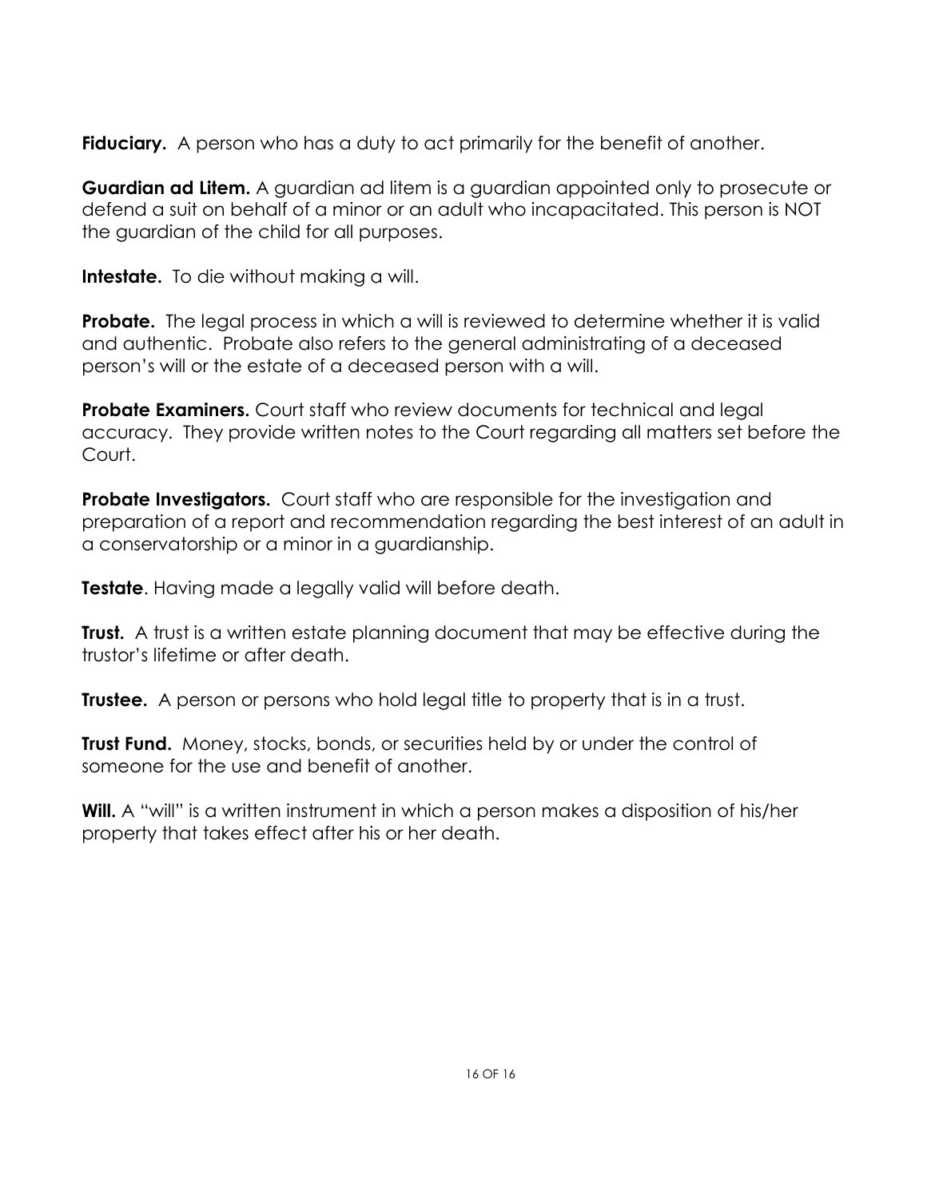**Fiduciary.** A person who has a duty to act primarily for the benefit of another.

**Guardian ad Litem.** A guardian ad litem is a guardian appointed only to prosecute or defend a suit on behalf of a minor or an adult who incapacitated. This person is NOT the guardian of the child for all purposes.

**Intestate.** To die without making a will.

**Probate.** The legal process in which a will is reviewed to determine whether it is valid and authentic. Probate also refers to the general administrating of a deceased person's will or the estate of a deceased person with a will.

**Probate Examiners.** Court staff who review documents for technical and legal accuracy. They provide written notes to the Court regarding all matters set before the Court.

**Probate Investigators.** Court staff who are responsible for the investigation and preparation of a report and recommendation regarding the best interest of an adult in a conservatorship or a minor in a guardianship.

**Testate**. Having made a legally valid will before death.

**Trust.** A trust is a written estate planning document that may be effective during the trustor's lifetime or after death.

**Trustee.** A person or persons who hold legal title to property that is in a trust.

**Trust Fund.** Money, stocks, bonds, or securities held by or under the control of someone for the use and benefit of another.

**Will.** A "will" is a written instrument in which a person makes a disposition of his/her property that takes effect after his or her death.